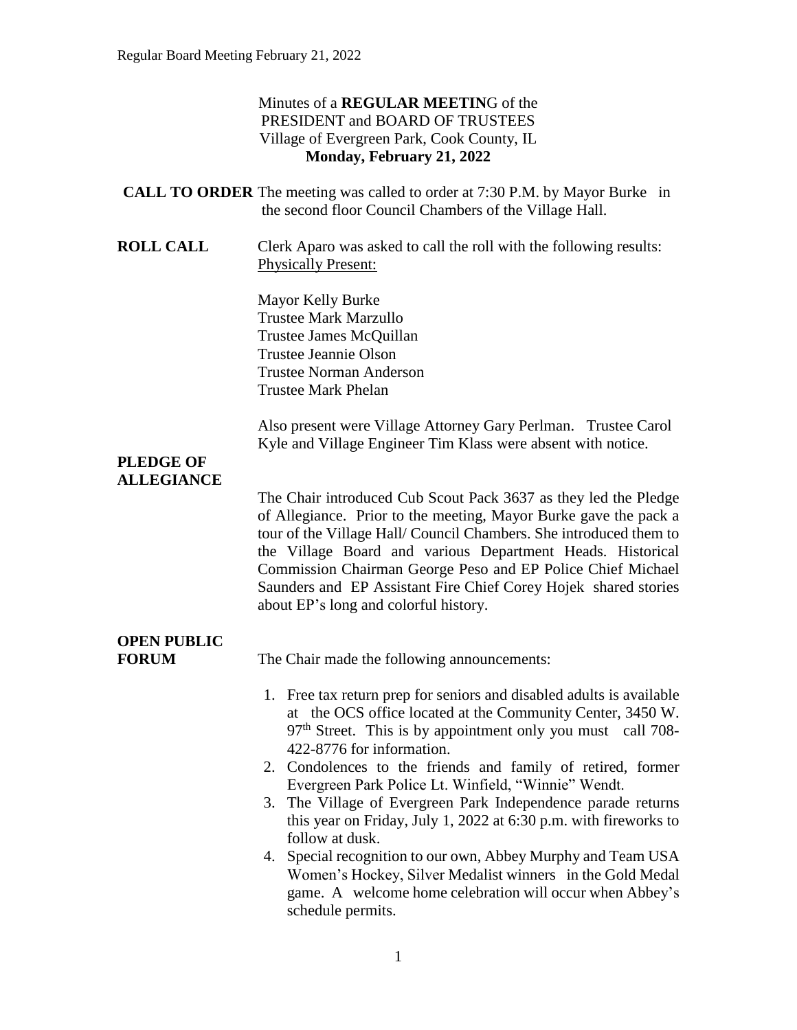Minutes of a **REGULAR MEETIN**G of the
PRESIDENT and BOARD OF TRUSTEES
Village of Evergreen Park, Cook County, IL
**Monday, February 21, 2022**

**CALL TO ORDER** The meeting was called to order at 7:30 P.M. by Mayor Burke in the second floor Council Chambers of the Village Hall.

**ROLL CALL** Clerk Aparo was asked to call the roll with the following results:
Physically Present:

Mayor Kelly Burke
Trustee Mark Marzullo
Trustee James McQuillan
Trustee Jeannie Olson
Trustee Norman Anderson
Trustee Mark Phelan

Also present were Village Attorney Gary Perlman. Trustee Carol Kyle and Village Engineer Tim Klass were absent with notice.

**PLEDGE OF ALLEGIANCE**

The Chair introduced Cub Scout Pack 3637 as they led the Pledge of Allegiance. Prior to the meeting, Mayor Burke gave the pack a tour of the Village Hall/ Council Chambers. She introduced them to the Village Board and various Department Heads. Historical Commission Chairman George Peso and EP Police Chief Michael Saunders and EP Assistant Fire Chief Corey Hojek shared stories about EP's long and colorful history.

**OPEN PUBLIC FORUM** The Chair made the following announcements:

1. Free tax return prep for seniors and disabled adults is available at the OCS office located at the Community Center, 3450 W. 97th Street. This is by appointment only you must call 708-422-8776 for information.
2. Condolences to the friends and family of retired, former Evergreen Park Police Lt. Winfield, "Winnie" Wendt.
3. The Village of Evergreen Park Independence parade returns this year on Friday, July 1, 2022 at 6:30 p.m. with fireworks to follow at dusk.
4. Special recognition to our own, Abbey Murphy and Team USA Women's Hockey, Silver Medalist winners in the Gold Medal game. A welcome home celebration will occur when Abbey's schedule permits.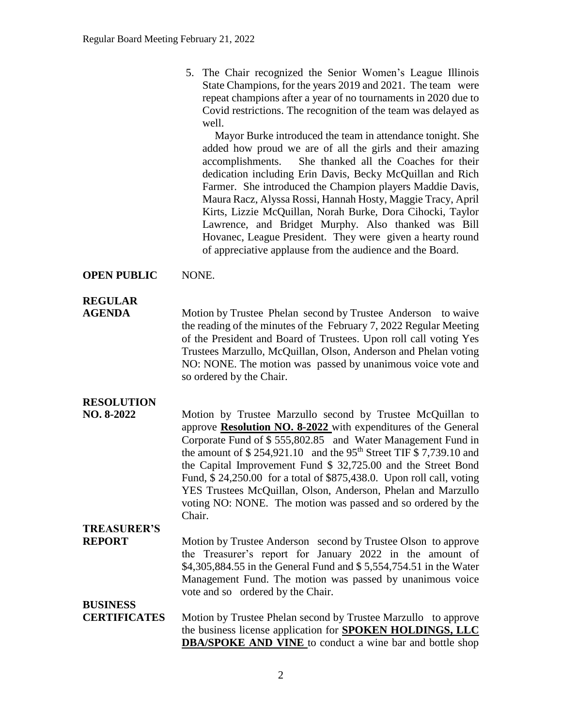5. The Chair recognized the Senior Women's League Illinois State Champions, for the years 2019 and 2021. The team were repeat champions after a year of no tournaments in 2020 due to Covid restrictions. The recognition of the team was delayed as well.

   Mayor Burke introduced the team in attendance tonight. She added how proud we are of all the girls and their amazing accomplishments. She thanked all the Coaches for their dedication including Erin Davis, Becky McQuillan and Rich Farmer. She introduced the Champion players Maddie Davis, Maura Racz, Alyssa Rossi, Hannah Hosty, Maggie Tracy, April Kirts, Lizzie McQuillan, Norah Burke, Dora Cihocki, Taylor Lawrence, and Bridget Murphy. Also thanked was Bill Hovanec, League President. They were given a hearty round of appreciative applause from the audience and the Board.

**OPEN PUBLIC** NONE.

**REGULAR AGENDA** Motion by Trustee Phelan second by Trustee Anderson to waive the reading of the minutes of the February 7, 2022 Regular Meeting of the President and Board of Trustees. Upon roll call voting Yes Trustees Marzullo, McQuillan, Olson, Anderson and Phelan voting NO: NONE. The motion was passed by unanimous voice vote and so ordered by the Chair.

**RESOLUTION NO. 8-2022** Motion by Trustee Marzullo second by Trustee McQuillan to approve **Resolution NO. 8-2022** with expenditures of the General Corporate Fund of $ 555,802.85 and Water Management Fund in the amount of $ 254,921.10 and the 95th Street TIF $ 7,739.10 and the Capital Improvement Fund $ 32,725.00 and the Street Bond Fund, $ 24,250.00 for a total of $875,438.0. Upon roll call, voting YES Trustees McQuillan, Olson, Anderson, Phelan and Marzullo voting NO: NONE. The motion was passed and so ordered by the Chair.

**TREASURER'S REPORT** Motion by Trustee Anderson second by Trustee Olson to approve the Treasurer's report for January 2022 in the amount of $4,305,884.55 in the General Fund and $ 5,554,754.51 in the Water Management Fund. The motion was passed by unanimous voice vote and so ordered by the Chair.

**BUSINESS CERTIFICATES** Motion by Trustee Phelan second by Trustee Marzullo to approve the business license application for **SPOKEN HOLDINGS, LLC DBA/SPOKE AND VINE** to conduct a wine bar and bottle shop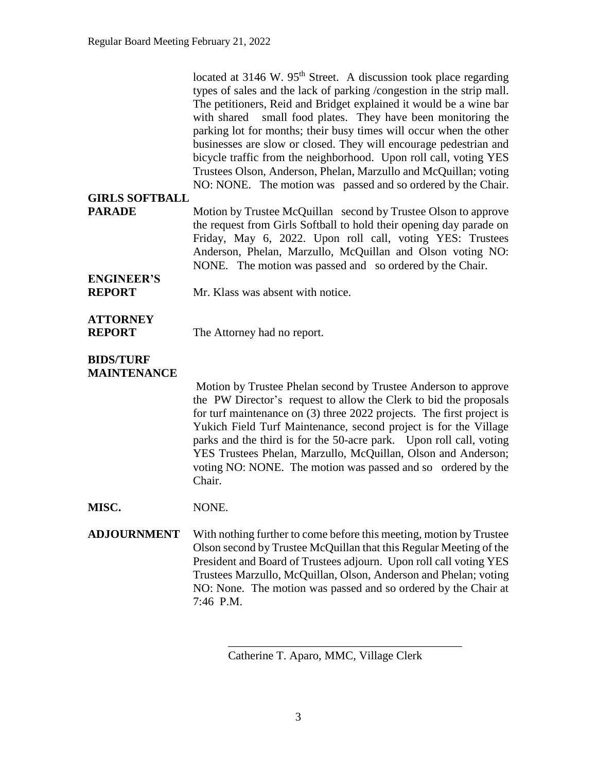located at 3146 W. 95th Street. A discussion took place regarding types of sales and the lack of parking /congestion in the strip mall. The petitioners, Reid and Bridget explained it would be a wine bar with shared small food plates. They have been monitoring the parking lot for months; their busy times will occur when the other businesses are slow or closed. They will encourage pedestrian and bicycle traffic from the neighborhood. Upon roll call, voting YES Trustees Olson, Anderson, Phelan, Marzullo and McQuillan; voting NO: NONE. The motion was passed and so ordered by the Chair.

**GIRLS SOFTBALL PARADE**

Motion by Trustee McQuillan second by Trustee Olson to approve the request from Girls Softball to hold their opening day parade on Friday, May 6, 2022. Upon roll call, voting YES: Trustees Anderson, Phelan, Marzullo, McQuillan and Olson voting NO: NONE. The motion was passed and so ordered by the Chair.

**ENGINEER'S REPORT**

Mr. Klass was absent with notice.

**ATTORNEY REPORT**

The Attorney had no report.

**BIDS/TURF MAINTENANCE**

Motion by Trustee Phelan second by Trustee Anderson to approve the PW Director's request to allow the Clerk to bid the proposals for turf maintenance on (3) three 2022 projects. The first project is Yukich Field Turf Maintenance, second project is for the Village parks and the third is for the 50-acre park. Upon roll call, voting YES Trustees Phelan, Marzullo, McQuillan, Olson and Anderson; voting NO: NONE. The motion was passed and so ordered by the Chair.

**MISC.**

NONE.

**ADJOURNMENT**

With nothing further to come before this meeting, motion by Trustee Olson second by Trustee McQuillan that this Regular Meeting of the President and Board of Trustees adjourn. Upon roll call voting YES Trustees Marzullo, McQuillan, Olson, Anderson and Phelan; voting NO: None. The motion was passed and so ordered by the Chair at 7:46 P.M.

\_\_\_\_\_\_\_\_\_\_\_\_\_\_\_\_\_\_\_\_\_\_\_\_\_\_\_\_\_\_\_\_\_\_\_\_\_\_\_\_

Catherine T. Aparo, MMC, Village Clerk